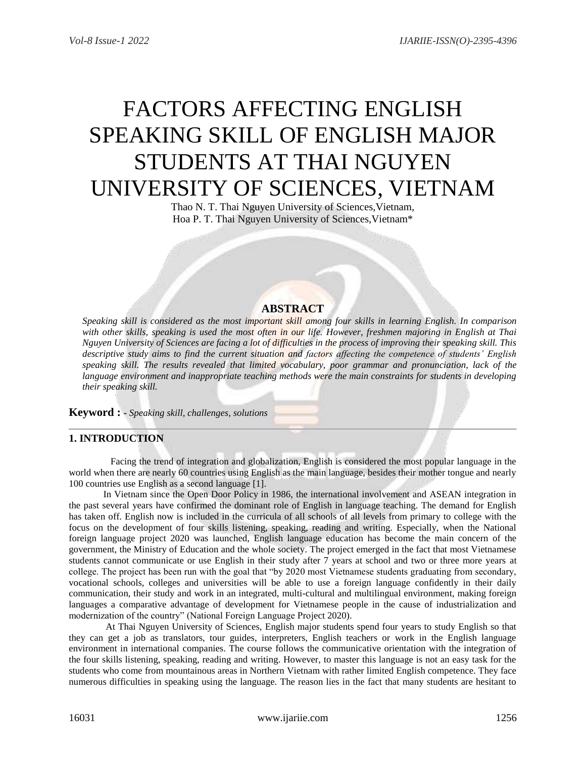# FACTORS AFFECTING ENGLISH SPEAKING SKILL OF ENGLISH MAJOR STUDENTS AT THAI NGUYEN UNIVERSITY OF SCIENCES, VIETNAM

Thao N. T. Thai Nguyen University of Sciences,Vietnam,
Hoa P. T. Thai Nguyen University of Sciences,Vietnam*

## ABSTRACT

*Speaking skill is considered as the most important skill among four skills in learning English. In comparison with other skills, speaking is used the most often in our life. However, freshmen majoring in English at Thai Nguyen University of Sciences are facing a lot of difficulties in the process of improving their speaking skill. This descriptive study aims to find the current situation and factors affecting the competence of students' English speaking skill. The results revealed that limited vocabulary, poor grammar and pronunciation, lack of the language environment and inappropriate teaching methods were the main constraints for students in developing their speaking skill.*

**Keyword :** - *Speaking skill, challenges, solutions*

## 1. INTRODUCTION

Facing the trend of integration and globalization, English is considered the most popular language in the world when there are nearly 60 countries using English as the main language, besides their mother tongue and nearly 100 countries use English as a second language [1].

In Vietnam since the Open Door Policy in 1986, the international involvement and ASEAN integration in the past several years have confirmed the dominant role of English in language teaching. The demand for English has taken off. English now is included in the curricula of all schools of all levels from primary to college with the focus on the development of four skills listening, speaking, reading and writing. Especially, when the National foreign language project 2020 was launched, English language education has become the main concern of the government, the Ministry of Education and the whole society. The project emerged in the fact that most Vietnamese students cannot communicate or use English in their study after 7 years at school and two or three more years at college. The project has been run with the goal that "by 2020 most Vietnamese students graduating from secondary, vocational schools, colleges and universities will be able to use a foreign language confidently in their daily communication, their study and work in an integrated, multi-cultural and multilingual environment, making foreign languages a comparative advantage of development for Vietnamese people in the cause of industrialization and modernization of the country" (National Foreign Language Project 2020).

At Thai Nguyen University of Sciences, English major students spend four years to study English so that they can get a job as translators, tour guides, interpreters, English teachers or work in the English language environment in international companies. The course follows the communicative orientation with the integration of the four skills listening, speaking, reading and writing. However, to master this language is not an easy task for the students who come from mountainous areas in Northern Vietnam with rather limited English competence. They face numerous difficulties in speaking using the language. The reason lies in the fact that many students are hesitant to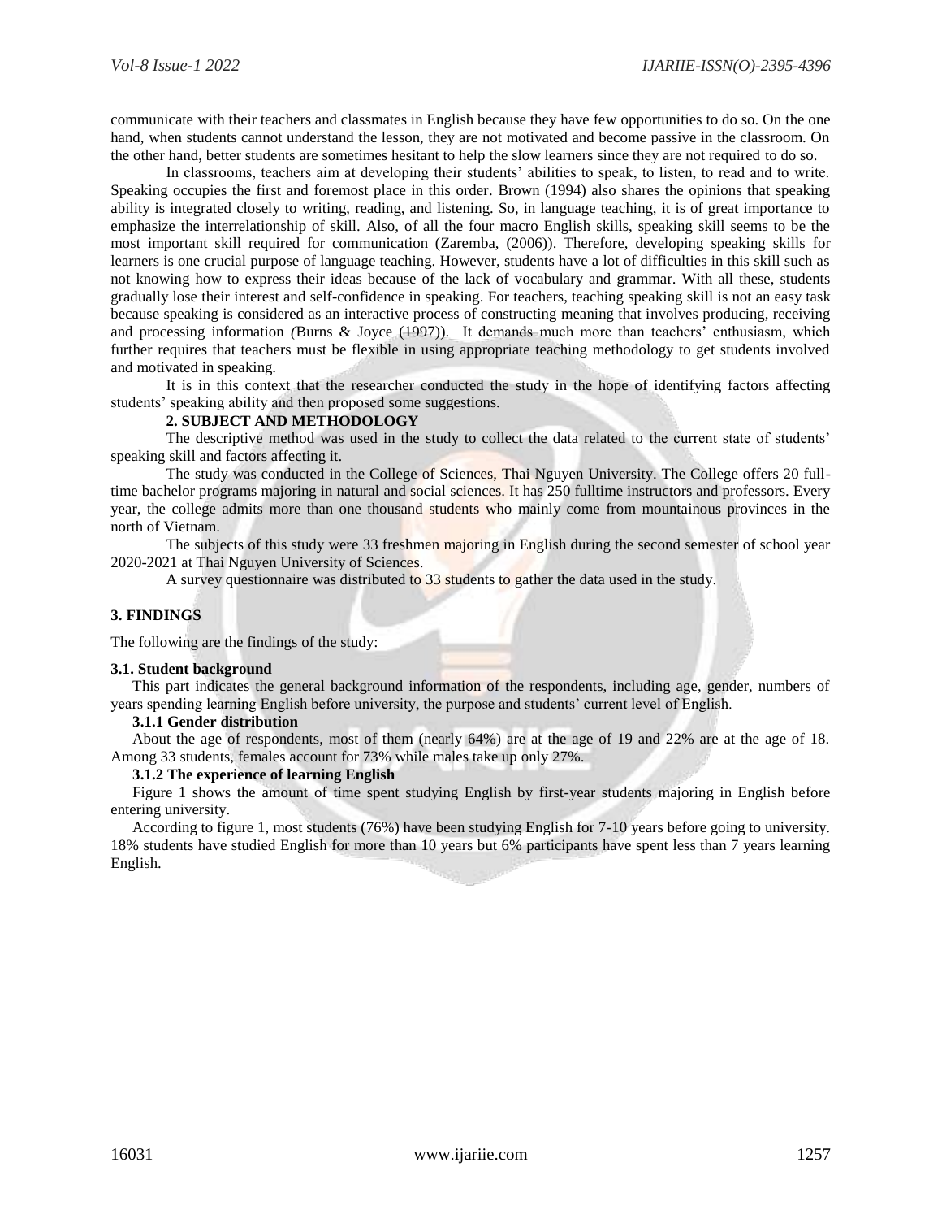communicate with their teachers and classmates in English because they have few opportunities to do so. On the one hand, when students cannot understand the lesson, they are not motivated and become passive in the classroom. On the other hand, better students are sometimes hesitant to help the slow learners since they are not required to do so.

In classrooms, teachers aim at developing their students' abilities to speak, to listen, to read and to write. Speaking occupies the first and foremost place in this order. Brown (1994) also shares the opinions that speaking ability is integrated closely to writing, reading, and listening. So, in language teaching, it is of great importance to emphasize the interrelationship of skill. Also, of all the four macro English skills, speaking skill seems to be the most important skill required for communication (Zaremba, (2006)). Therefore, developing speaking skills for learners is one crucial purpose of language teaching. However, students have a lot of difficulties in this skill such as not knowing how to express their ideas because of the lack of vocabulary and grammar. With all these, students gradually lose their interest and self-confidence in speaking. For teachers, teaching speaking skill is not an easy task because speaking is considered as an interactive process of constructing meaning that involves producing, receiving and processing information *(*Burns & Joyce (1997)). It demands much more than teachers' enthusiasm, which further requires that teachers must be flexible in using appropriate teaching methodology to get students involved and motivated in speaking.

It is in this context that the researcher conducted the study in the hope of identifying factors affecting students' speaking ability and then proposed some suggestions.

## 2. SUBJECT AND METHODOLOGY

The descriptive method was used in the study to collect the data related to the current state of students' speaking skill and factors affecting it.

The study was conducted in the College of Sciences, Thai Nguyen University. The College offers 20 full-time bachelor programs majoring in natural and social sciences. It has 250 fulltime instructors and professors. Every year, the college admits more than one thousand students who mainly come from mountainous provinces in the north of Vietnam.

The subjects of this study were 33 freshmen majoring in English during the second semester of school year 2020-2021 at Thai Nguyen University of Sciences.

A survey questionnaire was distributed to 33 students to gather the data used in the study.

## 3. FINDINGS

The following are the findings of the study:

### 3.1. Student background

This part indicates the general background information of the respondents, including age, gender, numbers of years spending learning English before university, the purpose and students' current level of English.

#### 3.1.1 Gender distribution

About the age of respondents, most of them (nearly 64%) are at the age of 19 and 22% are at the age of 18. Among 33 students, females account for 73% while males take up only 27%.

#### 3.1.2 The experience of learning English

Figure 1 shows the amount of time spent studying English by first-year students majoring in English before entering university.

According to figure 1, most students (76%) have been studying English for 7-10 years before going to university. 18% students have studied English for more than 10 years but 6% participants have spent less than 7 years learning English.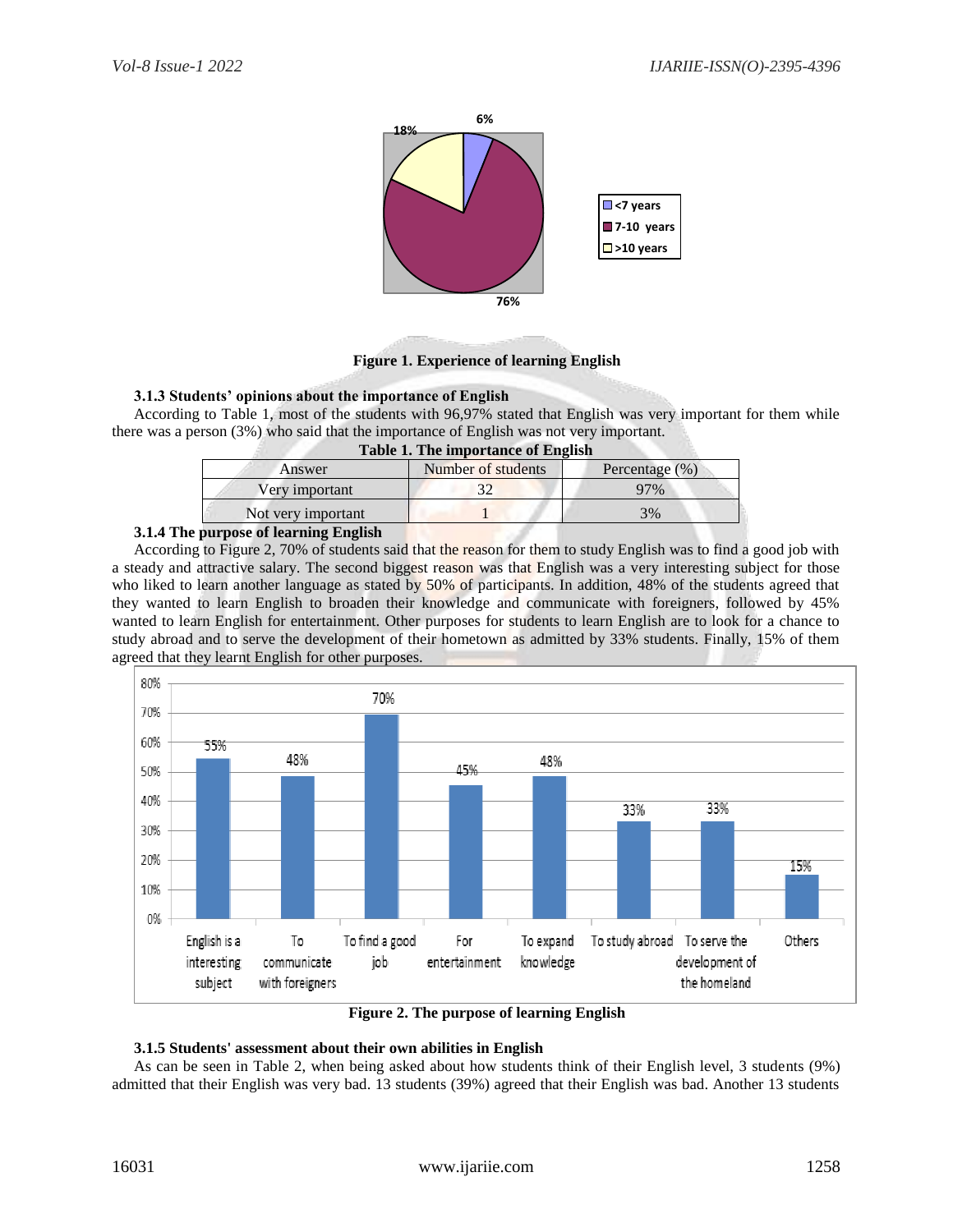**Figure 1. Experience of learning English**

#### 3.1.3 Students' opinions about the importance of English

According to Table 1, most of the students with 96,97% stated that English was very important for them while there was a person (3%) who said that the importance of English was not very important.

**Table 1. The importance of English**

| Answer | Number of students | Percentage (%) |
|---|---|---|
| Very important | 32 | 97% |
| Not very important | 1 | 3% |

#### 3.1.4 The purpose of learning English

According to Figure 2, 70% of students said that the reason for them to study English was to find a good job with a steady and attractive salary. The second biggest reason was that English was a very interesting subject for those who liked to learn another language as stated by 50% of participants. In addition, 48% of the students agreed that they wanted to learn English to broaden their knowledge and communicate with foreigners, followed by 45% wanted to learn English for entertainment. Other purposes for students to learn English are to look for a chance to study abroad and to serve the development of their hometown as admitted by 33% students. Finally, 15% of them agreed that they learnt English for other purposes.

**Figure 2. The purpose of learning English**

#### 3.1.5 Students' assessment about their own abilities in English

As can be seen in Table 2, when being asked about how students think of their English level, 3 students (9%) admitted that their English was very bad. 13 students (39%) agreed that their English was bad. Another 13 students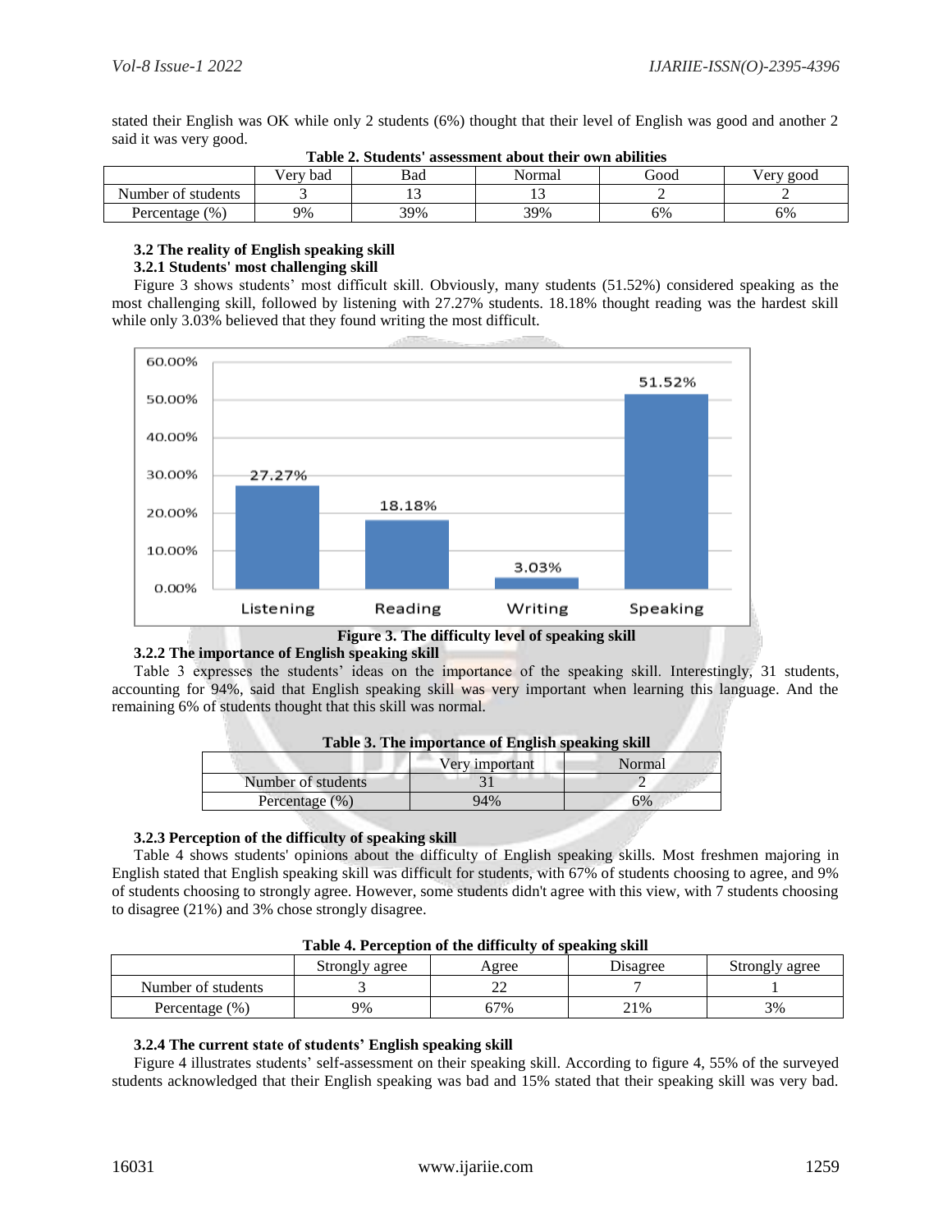stated their English was OK while only 2 students (6%) thought that their level of English was good and another 2 said it was very good.

**Table 2. Students' assessment about their own abilities**

| | Very bad | Bad | Normal | Good | Very good |
|---|---|---|---|---|---|
| Number of students | 3 | 13 | 13 | 2 | 2 |
| Percentage (%) | 9% | 39% | 39% | 6% | 6% |

### 3.2 The reality of English speaking skill

#### 3.2.1 Students' most challenging skill

Figure 3 shows students' most difficult skill. Obviously, many students (51.52%) considered speaking as the most challenging skill, followed by listening with 27.27% students. 18.18% thought reading was the hardest skill while only 3.03% believed that they found writing the most difficult.

| Skill | Percentage |
|---|---|
| Listening | 27.27% |
| Reading | 18.18% |
| Writing | 3.03% |
| Speaking | 51.52% |

**Figure 3. The difficulty level of speaking skill**

#### 3.2.2 The importance of English speaking skill

Table 3 expresses the students' ideas on the importance of the speaking skill. Interestingly, 31 students, accounting for 94%, said that English speaking skill was very important when learning this language. And the remaining 6% of students thought that this skill was normal.

**Table 3. The importance of English speaking skill**

| | Very important | Normal |
|---|---|---|
| Number of students | 31 | 2 |
| Percentage (%) | 94% | 6% |

#### 3.2.3 Perception of the difficulty of speaking skill

Table 4 shows students' opinions about the difficulty of English speaking skills. Most freshmen majoring in English stated that English speaking skill was difficult for students, with 67% of students choosing to agree, and 9% of students choosing to strongly agree. However, some students didn't agree with this view, with 7 students choosing to disagree (21%) and 3% chose strongly disagree.

**Table 4. Perception of the difficulty of speaking skill**

| | Strongly agree | Agree | Disagree | Strongly agree |
|---|---|---|---|---|
| Number of students | 3 | 22 | 7 | 1 |
| Percentage (%) | 9% | 67% | 21% | 3% |

#### 3.2.4 The current state of students' English speaking skill

Figure 4 illustrates students' self-assessment on their speaking skill. According to figure 4, 55% of the surveyed students acknowledged that their English speaking was bad and 15% stated that their speaking skill was very bad.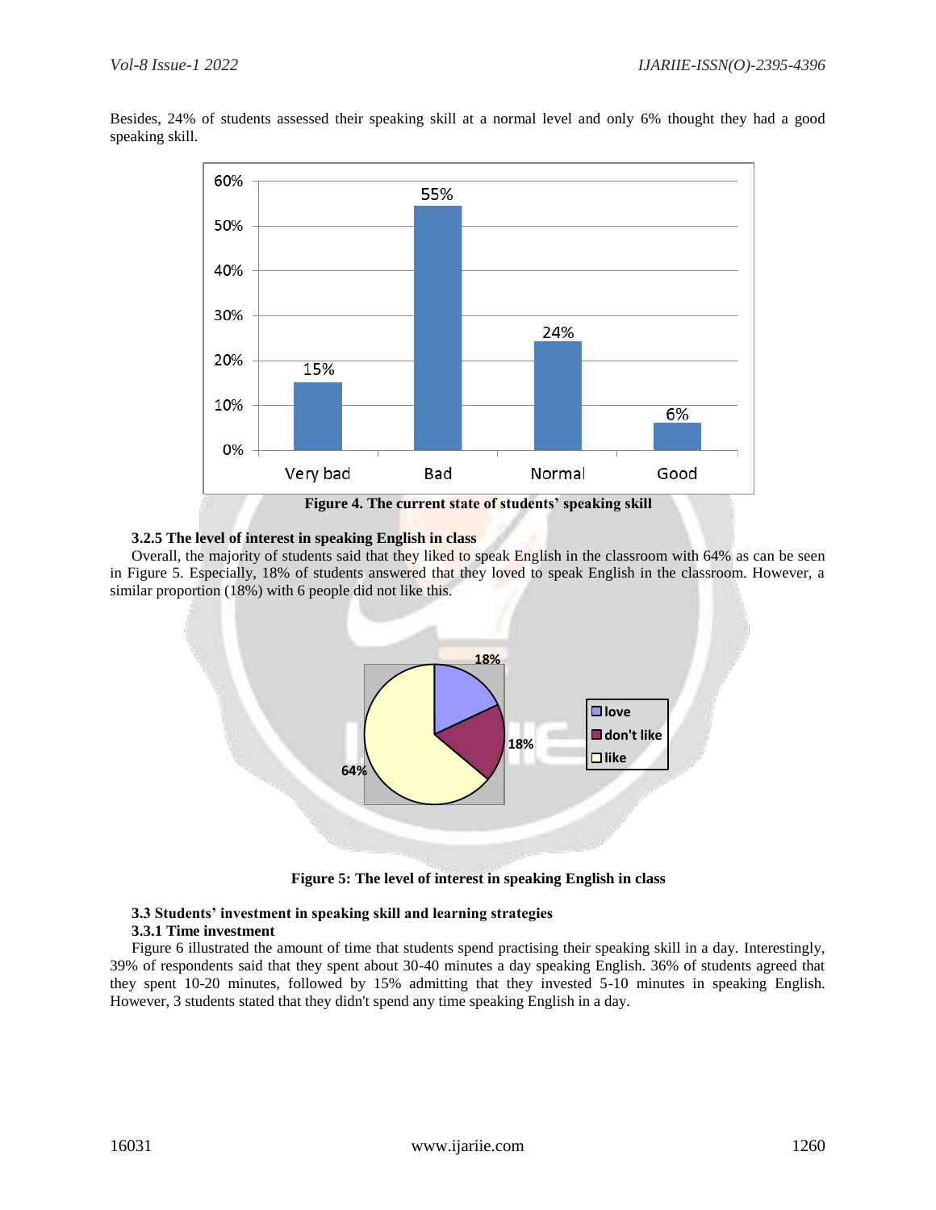Besides, 24% of students assessed their speaking skill at a normal level and only 6% thought they had a good speaking skill.

**Figure 4. The current state of students' speaking skill**

#### 3.2.5 The level of interest in speaking English in class

Overall, the majority of students said that they liked to speak English in the classroom with 64% as can be seen in Figure 5. Especially, 18% of students answered that they loved to speak English in the classroom. However, a similar proportion (18%) with 6 people did not like this.

**Figure 5: The level of interest in speaking English in class**

### 3.3 Students' investment in speaking skill and learning strategies

#### 3.3.1 Time investment

Figure 6 illustrated the amount of time that students spend practising their speaking skill in a day. Interestingly, 39% of respondents said that they spent about 30-40 minutes a day speaking English. 36% of students agreed that they spent 10-20 minutes, followed by 15% admitting that they invested 5-10 minutes in speaking English. However, 3 students stated that they didn't spend any time speaking English in a day.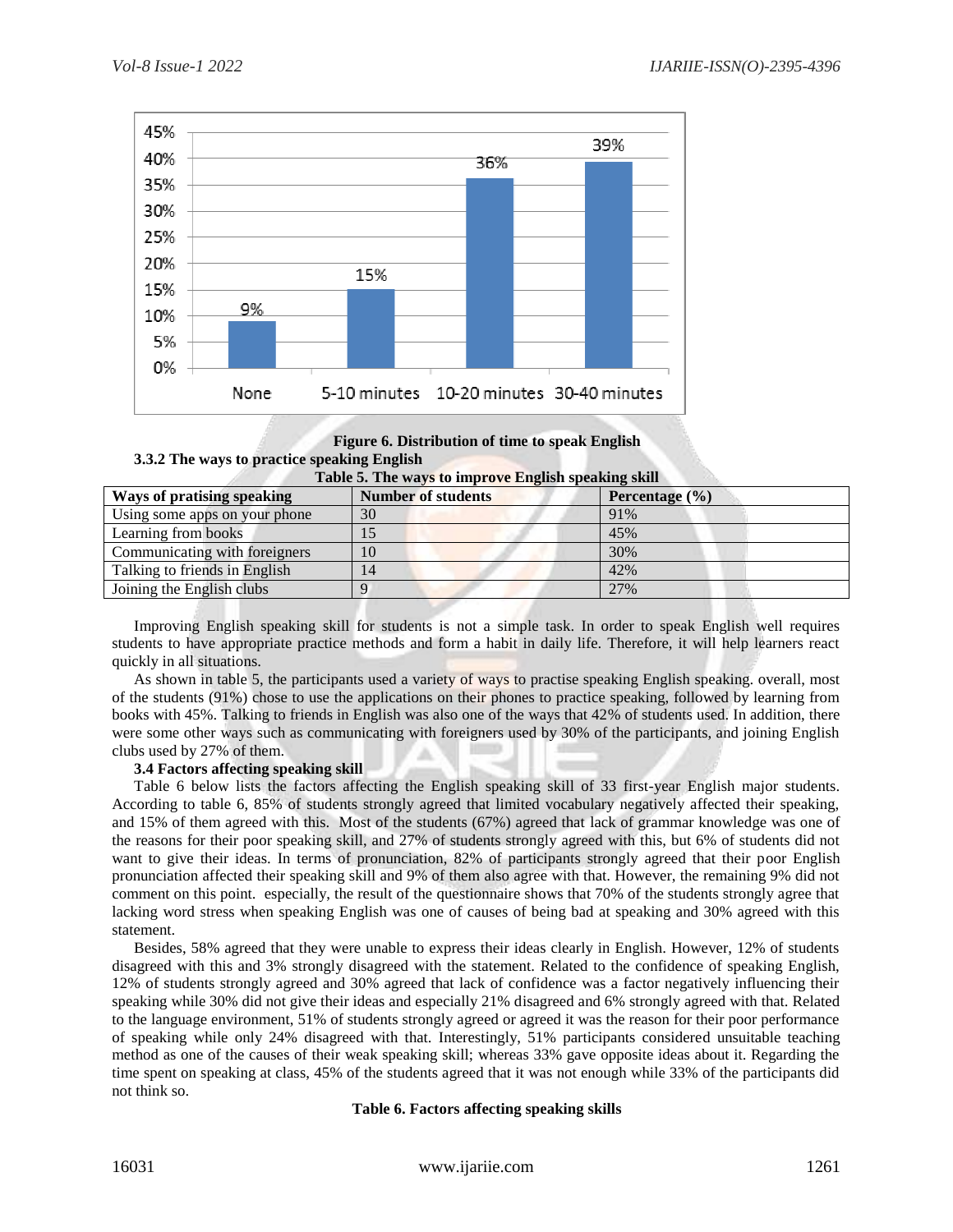Figure 6. Distribution of time to speak English

### 3.3.2 The ways to practice speaking English

**Table 5. The ways to improve English speaking skill**

| Ways of pratising speaking | Number of students | Percentage (%) |
|---|---|---|
| Using some apps on your phone | 30 | 91% |
| Learning from books | 15 | 45% |
| Communicating with foreigners | 10 | 30% |
| Talking to friends in English | 14 | 42% |
| Joining the English clubs | 9 | 27% |

Improving English speaking skill for students is not a simple task. In order to speak English well requires students to have appropriate practice methods and form a habit in daily life. Therefore, it will help learners react quickly in all situations.

As shown in table 5, the participants used a variety of ways to practise speaking English speaking. overall, most of the students (91%) chose to use the applications on their phones to practice speaking, followed by learning from books with 45%. Talking to friends in English was also one of the ways that 42% of students used. In addition, there were some other ways such as communicating with foreigners used by 30% of the participants, and joining English clubs used by 27% of them.

### 3.4 Factors affecting speaking skill

Table 6 below lists the factors affecting the English speaking skill of 33 first-year English major students. According to table 6, 85% of students strongly agreed that limited vocabulary negatively affected their speaking, and 15% of them agreed with this. Most of the students (67%) agreed that lack of grammar knowledge was one of the reasons for their poor speaking skill, and 27% of students strongly agreed with this, but 6% of students did not want to give their ideas. In terms of pronunciation, 82% of participants strongly agreed that their poor English pronunciation affected their speaking skill and 9% of them also agree with that. However, the remaining 9% did not comment on this point. especially, the result of the questionnaire shows that 70% of the students strongly agree that lacking word stress when speaking English was one of causes of being bad at speaking and 30% agreed with this statement.

Besides, 58% agreed that they were unable to express their ideas clearly in English. However, 12% of students disagreed with this and 3% strongly disagreed with the statement. Related to the confidence of speaking English, 12% of students strongly agreed and 30% agreed that lack of confidence was a factor negatively influencing their speaking while 30% did not give their ideas and especially 21% disagreed and 6% strongly agreed with that. Related to the language environment, 51% of students strongly agreed or agreed it was the reason for their poor performance of speaking while only 24% disagreed with that. Interestingly, 51% participants considered unsuitable teaching method as one of the causes of their weak speaking skill; whereas 33% gave opposite ideas about it. Regarding the time spent on speaking at class, 45% of the students agreed that it was not enough while 33% of the participants did not think so.

**Table 6. Factors affecting speaking skills**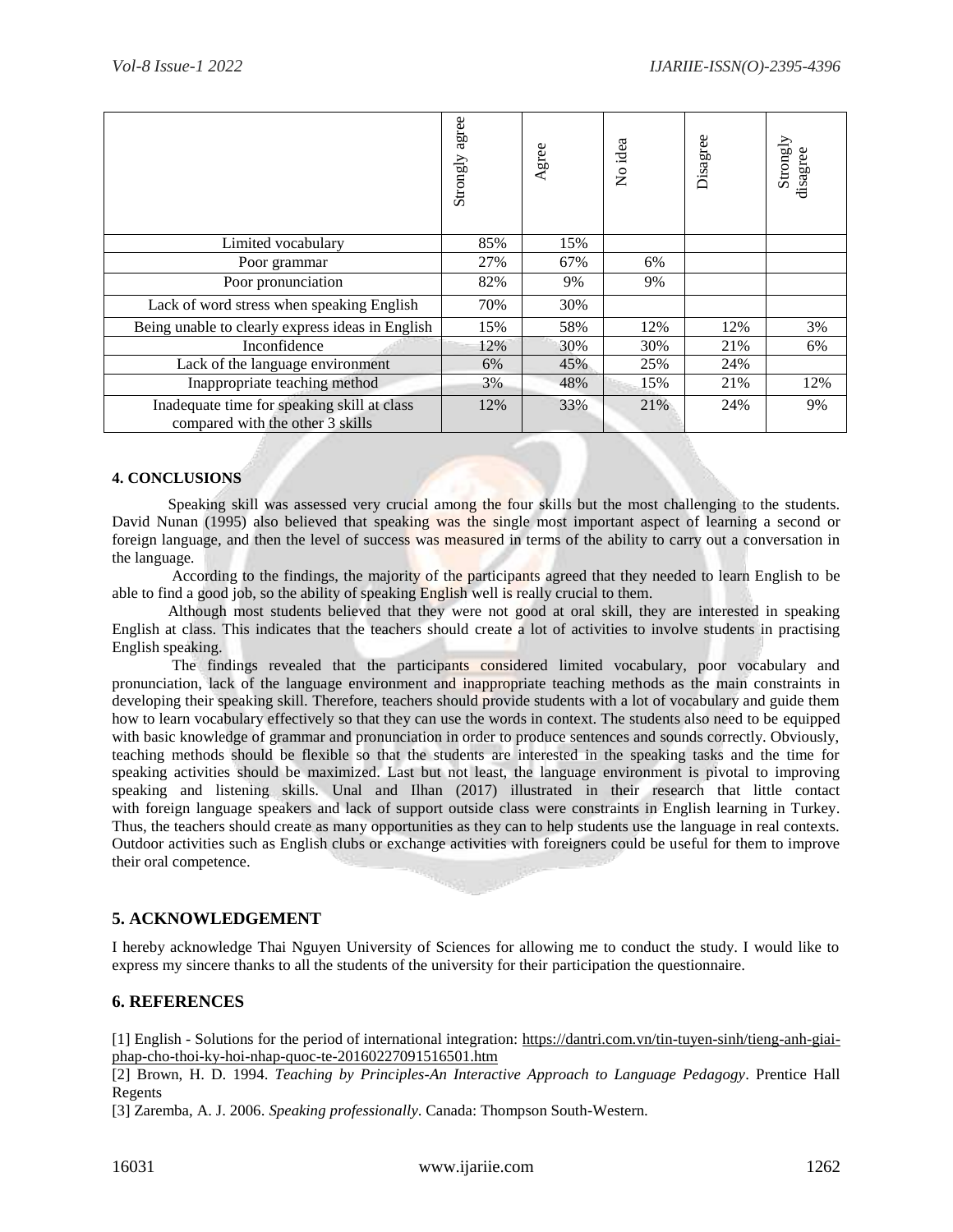| | Strongly agree | Agree | No idea | Disagree | Strongly disagree |
|---|---|---|---|---|---|
| Limited vocabulary | 85% | 15% | | | |
| Poor grammar | 27% | 67% | 6% | | |
| Poor pronunciation | 82% | 9% | 9% | | |
| Lack of word stress when speaking English | 70% | 30% | | | |
| Being unable to clearly express ideas in English | 15% | 58% | 12% | 12% | 3% |
| Inconfidence | 12% | 30% | 30% | 21% | 6% |
| Lack of the language environment | 6% | 45% | 25% | 24% | |
| Inappropriate teaching method | 3% | 48% | 15% | 21% | 12% |
| Inadequate time for speaking skill at class compared with the other 3 skills | 12% | 33% | 21% | 24% | 9% |

**4. CONCLUSIONS**

Speaking skill was assessed very crucial among the four skills but the most challenging to the students. David Nunan (1995) also believed that speaking was the single most important aspect of learning a second or foreign language, and then the level of success was measured in terms of the ability to carry out a conversation in the language.

According to the findings, the majority of the participants agreed that they needed to learn English to be able to find a good job, so the ability of speaking English well is really crucial to them.

Although most students believed that they were not good at oral skill, they are interested in speaking English at class. This indicates that the teachers should create a lot of activities to involve students in practising English speaking.

The findings revealed that the participants considered limited vocabulary, poor vocabulary and pronunciation, lack of the language environment and inappropriate teaching methods as the main constraints in developing their speaking skill. Therefore, teachers should provide students with a lot of vocabulary and guide them how to learn vocabulary effectively so that they can use the words in context. The students also need to be equipped with basic knowledge of grammar and pronunciation in order to produce sentences and sounds correctly. Obviously, teaching methods should be flexible so that the students are interested in the speaking tasks and the time for speaking activities should be maximized. Last but not least, the language environment is pivotal to improving speaking and listening skills. Unal and Ilhan (2017) illustrated in their research that little contact with foreign language speakers and lack of support outside class were constraints in English learning in Turkey. Thus, the teachers should create as many opportunities as they can to help students use the language in real contexts. Outdoor activities such as English clubs or exchange activities with foreigners could be useful for them to improve their oral competence.

## 5. ACKNOWLEDGEMENT

I hereby acknowledge Thai Nguyen University of Sciences for allowing me to conduct the study. I would like to express my sincere thanks to all the students of the university for their participation the questionnaire.

## 6. REFERENCES

[1] English - Solutions for the period of international integration: https://dantri.com.vn/tin-tuyen-sinh/tieng-anh-giai-phap-cho-thoi-ky-hoi-nhap-quoc-te-20160227091516501.htm

[2] Brown, H. D. 1994. *Teaching by Principles-An Interactive Approach to Language Pedagogy*. Prentice Hall Regents

[3] Zaremba, A. J. 2006. *Speaking professionally*. Canada: Thompson South-Western.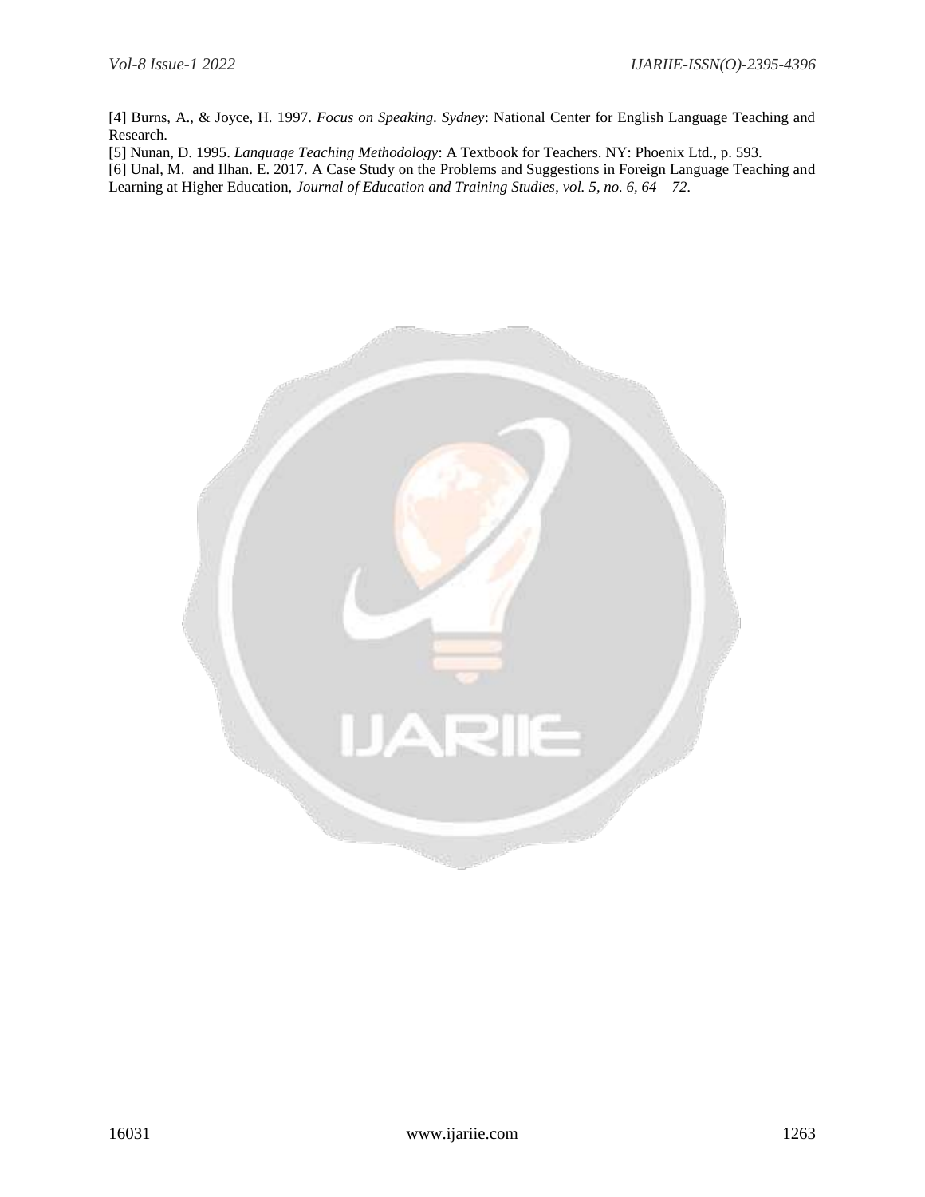[4] Burns, A., & Joyce, H. 1997. *Focus on Speaking*. *Sydney*: National Center for English Language Teaching and Research.

[5] Nunan, D. 1995. *Language Teaching Methodology*: A Textbook for Teachers. NY: Phoenix Ltd., p. 593.

[6] Unal, M. and Ilhan. E. 2017. A Case Study on the Problems and Suggestions in Foreign Language Teaching and Learning at Higher Education, *Journal of Education and Training Studies*, *vol. 5, no. 6, 64 – 72*.